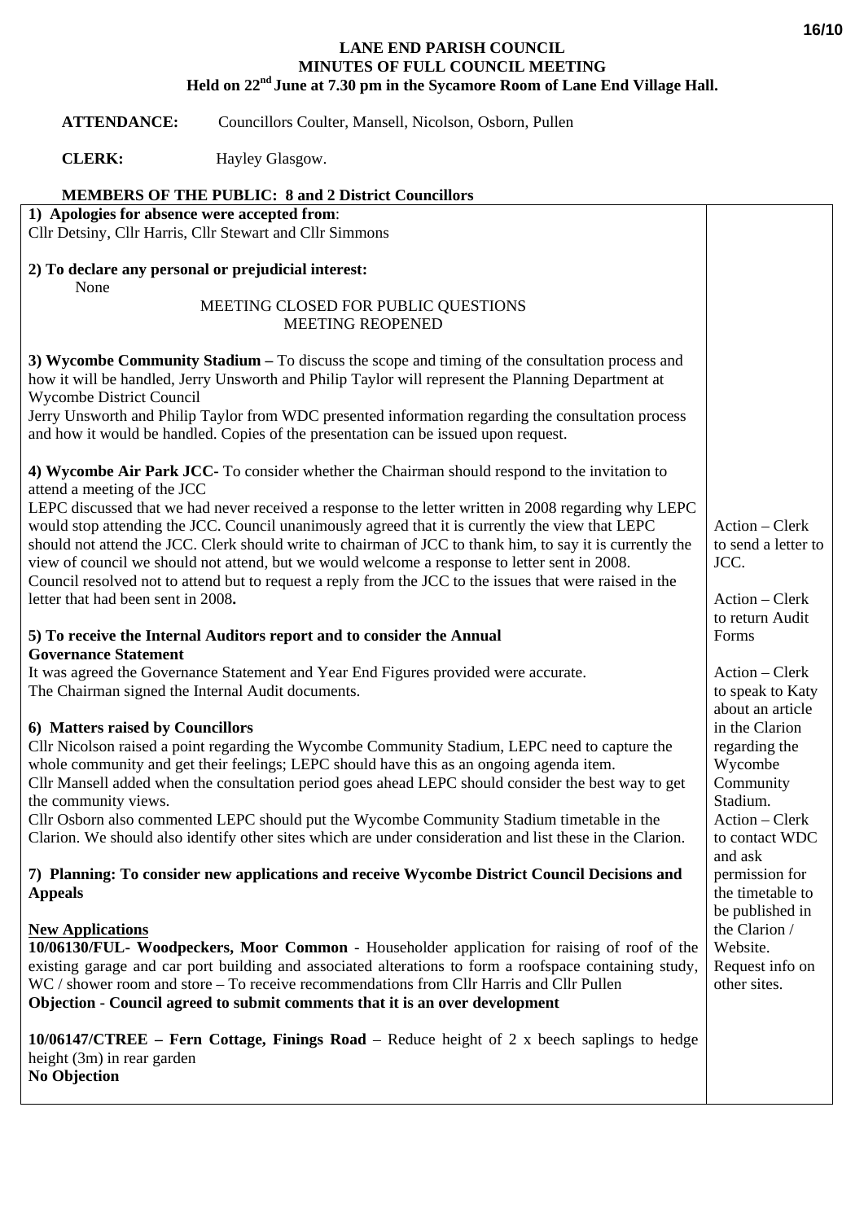**LANE END PARISH COUNCIL**
**MINUTES OF FULL COUNCIL MEETING**
**Held on 22nd June at 7.30 pm in the Sycamore Room of Lane End Village Hall.**

**ATTENDANCE:** Councillors Coulter, Mansell, Nicolson, Osborn, Pullen

**CLERK:** Hayley Glasgow.

**MEMBERS OF THE PUBLIC: 8 and 2 District Councillors**

| | |
|---|---|
| **1) Apologies for absence were accepted from**:<br>Cllr Detsiny, Cllr Harris, Cllr Stewart and Cllr Simmons<br><br>**2) To declare any personal or prejudicial interest:**<br>None<br>MEETING CLOSED FOR PUBLIC QUESTIONS<br>MEETING REOPENED<br><br>**3) Wycombe Community Stadium –** To discuss the scope and timing of the consultation process and how it will be handled, Jerry Unsworth and Philip Taylor will represent the Planning Department at Wycombe District Council<br>Jerry Unsworth and Philip Taylor from WDC presented information regarding the consultation process and how it would be handled. Copies of the presentation can be issued upon request.<br><br>**4) Wycombe Air Park JCC**- To consider whether the Chairman should respond to the invitation to attend a meeting of the JCC<br>LEPC discussed that we had never received a response to the letter written in 2008 regarding why LEPC would stop attending the JCC. Council unanimously agreed that it is currently the view that LEPC should not attend the JCC. Clerk should write to chairman of JCC to thank him, to say it is currently the view of council we should not attend, but we would welcome a response to letter sent in 2008.<br>Council resolved not to attend but to request a reply from the JCC to the issues that were raised in the letter that had been sent in 2008**.**<br><br>**5) To receive the Internal Auditors report and to consider the Annual Governance Statement**<br>It was agreed the Governance Statement and Year End Figures provided were accurate.<br>The Chairman signed the Internal Audit documents.<br><br>**6) Matters raised by Councillors**<br>Cllr Nicolson raised a point regarding the Wycombe Community Stadium, LEPC need to capture the whole community and get their feelings; LEPC should have this as an ongoing agenda item.<br>Cllr Mansell added when the consultation period goes ahead LEPC should consider the best way to get the community views.<br>Cllr Osborn also commented LEPC should put the Wycombe Community Stadium timetable in the Clarion. We should also identify other sites which are under consideration and list these in the Clarion.<br><br>**7) Planning: To consider new applications and receive Wycombe District Council Decisions and Appeals**<br><br>**New Applications**<br>**10/06130/FUL- Woodpeckers, Moor Common** - Householder application for raising of roof of the existing garage and car port building and associated alterations to form a roofspace containing study, WC / shower room and store – To receive recommendations from Cllr Harris and Cllr Pullen<br>**Objection - Council agreed to submit comments that it is an over development**<br><br>**10/06147/CTREE – Fern Cottage, Finings Road** – Reduce height of 2 x beech saplings to hedge height (3m) in rear garden<br>**No Objection** | Action – Clerk to send a letter to JCC.<br><br>Action – Clerk to return Audit Forms<br><br>Action – Clerk to speak to Katy about an article in the Clarion regarding the Wycombe Community Stadium.<br>Action – Clerk to contact WDC and ask permission for the timetable to be published in the Clarion / Website.<br>Request info on other sites. |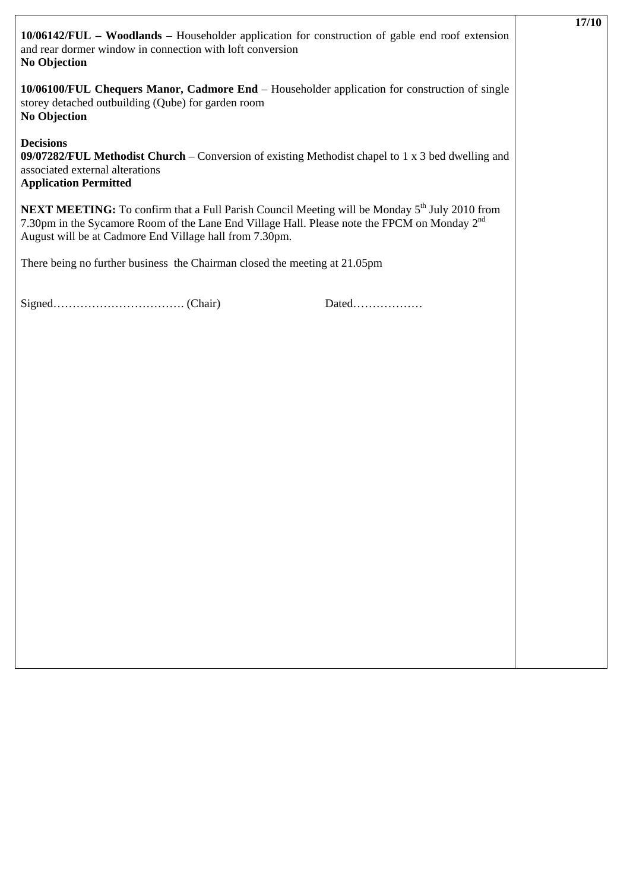**10/06142/FUL – Woodlands** – Householder application for construction of gable end roof extension and rear dormer window in connection with loft conversion
**No Objection**

**10/06100/FUL Chequers Manor, Cadmore End** – Householder application for construction of single storey detached outbuilding (Qube) for garden room
**No Objection**

**Decisions**
**09/07282/FUL Methodist Church** – Conversion of existing Methodist chapel to 1 x 3 bed dwelling and associated external alterations
**Application Permitted**

**NEXT MEETING:** To confirm that a Full Parish Council Meeting will be Monday 5th July 2010 from 7.30pm in the Sycamore Room of the Lane End Village Hall. Please note the FPCM on Monday 2nd August will be at Cadmore End Village hall from 7.30pm.

There being no further business the Chairman closed the meeting at 21.05pm

Signed……………………………. (Chair) Dated………………